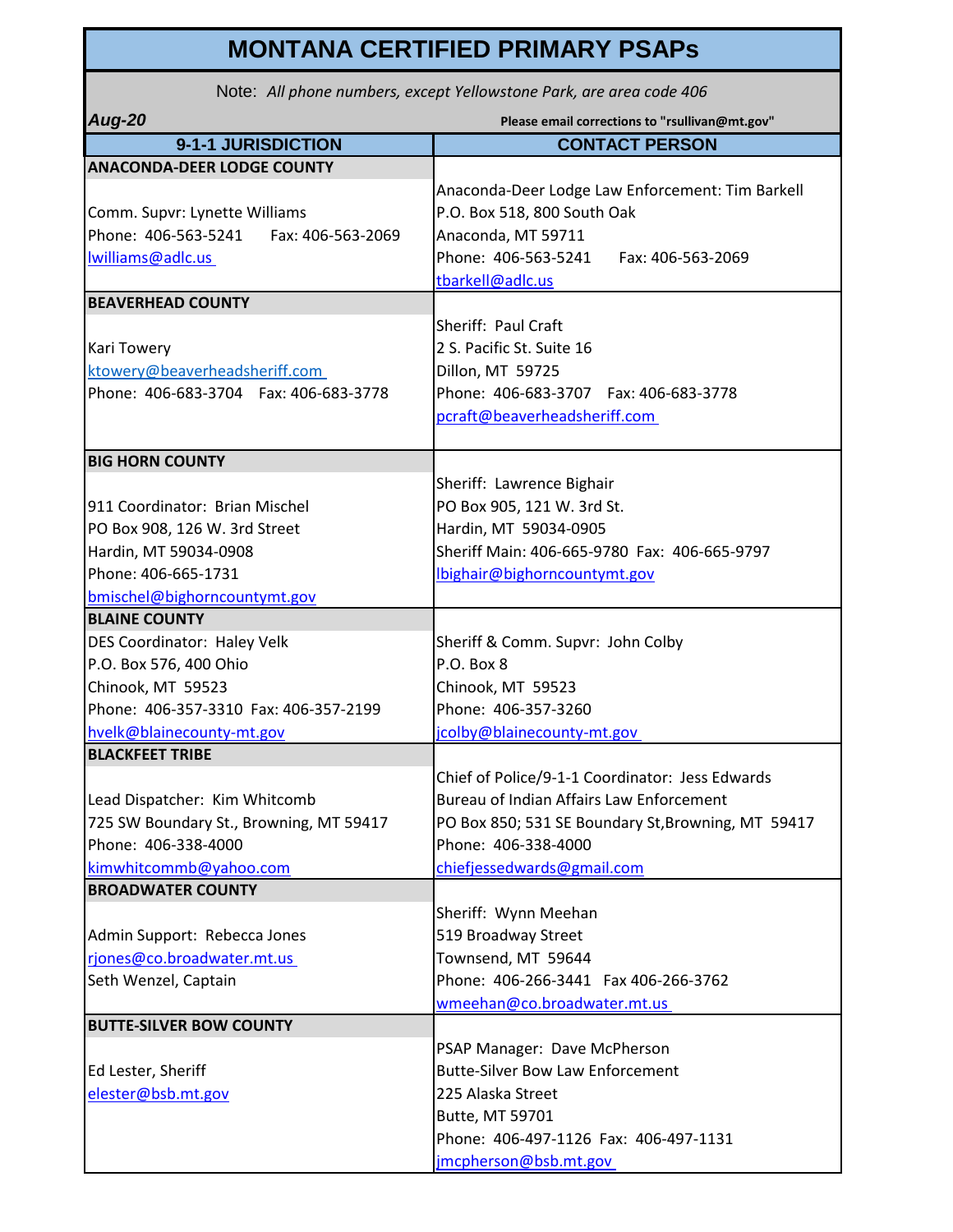# MONTANA CERTIFIED PRIMARY PSAPs

Note: *All phone numbers, except Yellowstone Park, are area code 406*

***Aug-20***

**Please email corrections to "rsullivan@mt.gov"**

| 9-1-1 JURISDICTION | CONTACT PERSON |
|---|---|
| **ANACONDA-DEER LODGE COUNTY**<br>Comm. Supvr: Lynette Williams<br>Phone: 406-563-5241 Fax: 406-563-2069<br>lwilliams@adlc.us | Anaconda-Deer Lodge Law Enforcement: Tim Barkell<br>P.O. Box 518, 800 South Oak<br>Anaconda, MT 59711<br>Phone: 406-563-5241 Fax: 406-563-2069<br>tbarkell@adlc.us |
| **BEAVERHEAD COUNTY**<br>Kari Towery<br>ktowery@beaverheadsheriff.com<br>Phone: 406-683-3704 Fax: 406-683-3778 | Sheriff: Paul Craft<br>2 S. Pacific St. Suite 16<br>Dillon, MT 59725<br>Phone: 406-683-3707 Fax: 406-683-3778<br>pcraft@beaverheadsheriff.com |
| **BIG HORN COUNTY**<br>911 Coordinator: Brian Mischel<br>PO Box 908, 126 W. 3rd Street<br>Hardin, MT 59034-0908<br>Phone: 406-665-1731<br>bmischel@bighorncountymt.gov | Sheriff: Lawrence Bighair<br>PO Box 905, 121 W. 3rd St.<br>Hardin, MT 59034-0905<br>Sheriff Main: 406-665-9780 Fax: 406-665-9797<br>lbighair@bighorncountymt.gov |
| **BLAINE COUNTY**<br>DES Coordinator: Haley Velk<br>P.O. Box 576, 400 Ohio<br>Chinook, MT 59523<br>Phone: 406-357-3310 Fax: 406-357-2199<br>hvelk@blainecounty-mt.gov | Sheriff & Comm. Supvr: John Colby<br>P.O. Box 8<br>Chinook, MT 59523<br>Phone: 406-357-3260<br>jcolby@blainecounty-mt.gov |
| **BLACKFEET TRIBE**<br>Lead Dispatcher: Kim Whitcomb<br>725 SW Boundary St., Browning, MT 59417<br>Phone: 406-338-4000<br>kimwhitcommb@yahoo.com | Chief of Police/9-1-1 Coordinator: Jess Edwards<br>Bureau of Indian Affairs Law Enforcement<br>PO Box 850; 531 SE Boundary St,Browning, MT 59417<br>Phone: 406-338-4000<br>chiefjessedwards@gmail.com |
| **BROADWATER COUNTY**<br>Admin Support: Rebecca Jones<br>rjones@co.broadwater.mt.us<br>Seth Wenzel, Captain | Sheriff: Wynn Meehan<br>519 Broadway Street<br>Townsend, MT 59644<br>Phone: 406-266-3441 Fax 406-266-3762<br>wmeehan@co.broadwater.mt.us |
| **BUTTE-SILVER BOW COUNTY**<br>Ed Lester, Sheriff<br>elester@bsb.mt.gov | PSAP Manager: Dave McPherson<br>Butte-Silver Bow Law Enforcement<br>225 Alaska Street<br>Butte, MT 59701<br>Phone: 406-497-1126 Fax: 406-497-1131<br>jmcpherson@bsb.mt.gov |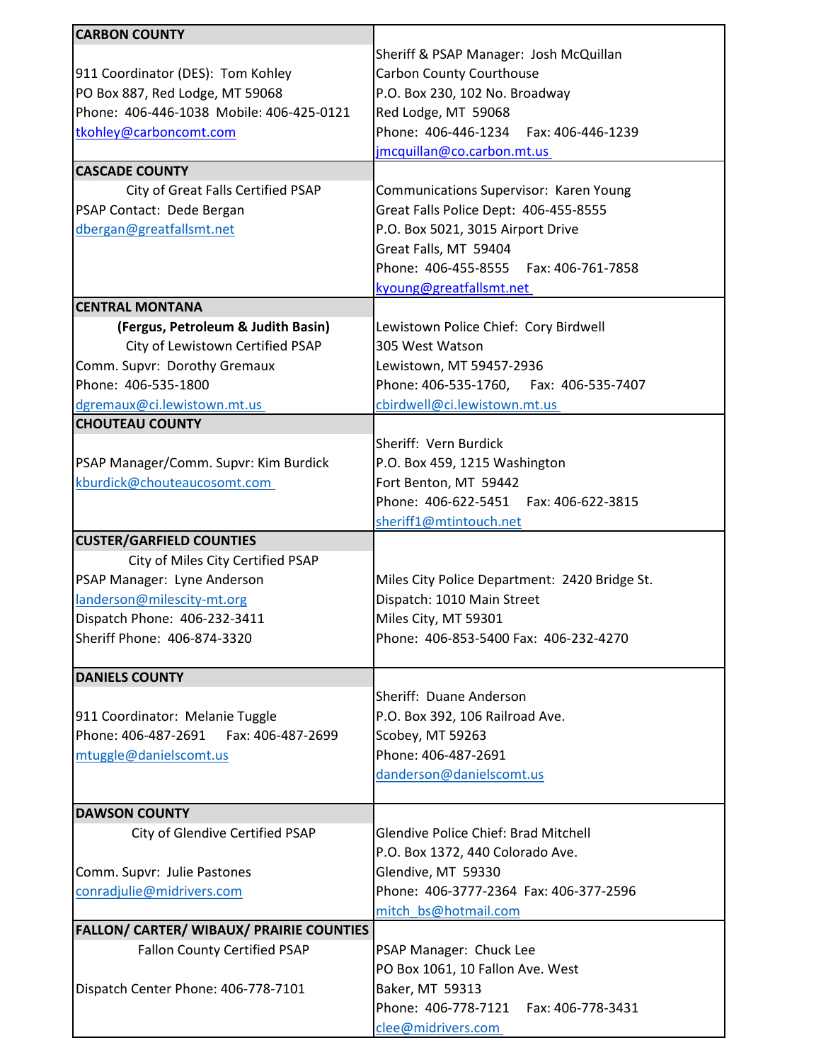| | |
|---|---|
| **CARBON COUNTY**<br><br>911 Coordinator (DES): Tom Kohley<br>PO Box 887, Red Lodge, MT 59068<br>Phone: 406-446-1038 Mobile: 406-425-0121<br>tkohley@carboncomt.com | Sheriff & PSAP Manager: Josh McQuillan<br>Carbon County Courthouse<br>P.O. Box 230, 102 No. Broadway<br>Red Lodge, MT 59068<br>Phone: 406-446-1234 Fax: 406-446-1239<br>jmcquillan@co.carbon.mt.us |
| **CASCADE COUNTY**<br>City of Great Falls Certified PSAP<br>PSAP Contact: Dede Bergan<br>dbergan@greatfallsmt.net | Communications Supervisor: Karen Young<br>Great Falls Police Dept: 406-455-8555<br>P.O. Box 5021, 3015 Airport Drive<br>Great Falls, MT 59404<br>Phone: 406-455-8555 Fax: 406-761-7858<br>kyoung@greatfallsmt.net |
| **CENTRAL MONTANA**<br>**(Fergus, Petroleum & Judith Basin)**<br>City of Lewistown Certified PSAP<br>Comm. Supvr: Dorothy Gremaux<br>Phone: 406-535-1800<br>dgremaux@ci.lewistown.mt.us | Lewistown Police Chief: Cory Birdwell<br>305 West Watson<br>Lewistown, MT 59457-2936<br>Phone: 406-535-1760, Fax: 406-535-7407<br>cbirdwell@ci.lewistown.mt.us |
| **CHOUTEAU COUNTY**<br><br>PSAP Manager/Comm. Supvr: Kim Burdick<br>kburdick@chouteaucosomt.com | Sheriff: Vern Burdick<br>P.O. Box 459, 1215 Washington<br>Fort Benton, MT 59442<br>Phone: 406-622-5451 Fax: 406-622-3815<br>sheriff1@mtintouch.net |
| **CUSTER/GARFIELD COUNTIES**<br>City of Miles City Certified PSAP<br>PSAP Manager: Lyne Anderson<br>landerson@milescity-mt.org<br>Dispatch Phone: 406-232-3411<br>Sheriff Phone: 406-874-3320 | Miles City Police Department: 2420 Bridge St.<br>Dispatch: 1010 Main Street<br>Miles City, MT 59301<br>Phone: 406-853-5400 Fax: 406-232-4270 |
| **DANIELS COUNTY**<br><br>911 Coordinator: Melanie Tuggle<br>Phone: 406-487-2691 Fax: 406-487-2699<br>mtuggle@danielscomt.us | Sheriff: Duane Anderson<br>P.O. Box 392, 106 Railroad Ave.<br>Scobey, MT 59263<br>Phone: 406-487-2691<br>danderson@danielscomt.us |
| **DAWSON COUNTY**<br>City of Glendive Certified PSAP<br><br>Comm. Supvr: Julie Pastones<br>conradjulie@midrivers.com | Glendive Police Chief: Brad Mitchell<br>P.O. Box 1372, 440 Colorado Ave.<br>Glendive, MT 59330<br>Phone: 406-3777-2364 Fax: 406-377-2596<br>mitch_bs@hotmail.com |
| **FALLON/ CARTER/ WIBAUX/ PRAIRIE COUNTIES**<br>Fallon County Certified PSAP<br><br>Dispatch Center Phone: 406-778-7101 | PSAP Manager: Chuck Lee<br>PO Box 1061, 10 Fallon Ave. West<br>Baker, MT 59313<br>Phone: 406-778-7121 Fax: 406-778-3431<br>clee@midrivers.com |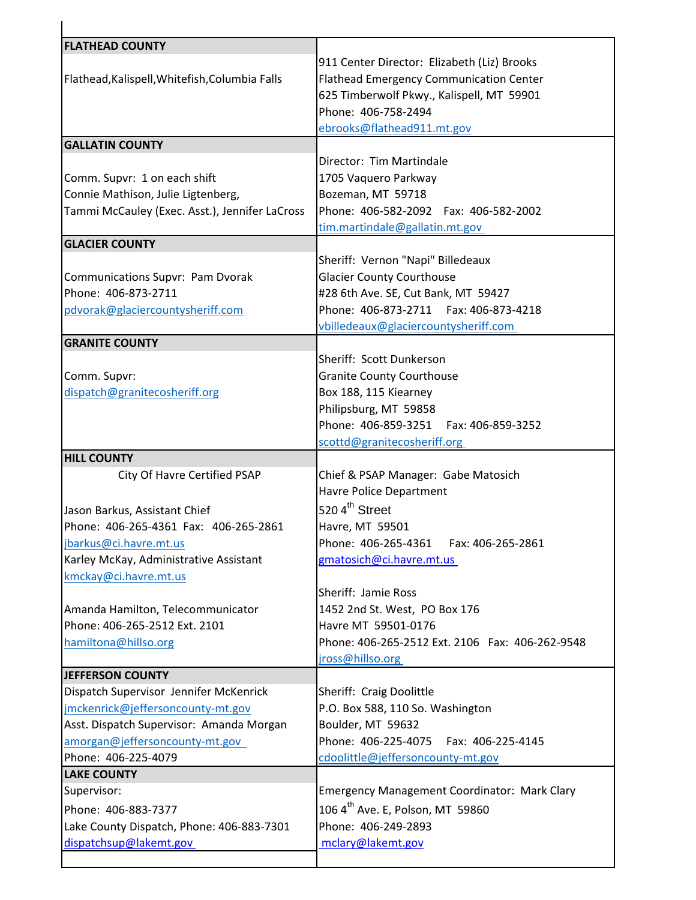| FLATHEAD COUNTY | |
|---|---|
| Flathead,Kalispell,Whitefish,Columbia Falls | 911 Center Director: Elizabeth (Liz) Brooks<br>Flathead Emergency Communication Center<br>625 Timberwolf Pkwy., Kalispell, MT 59901<br>Phone: 406-758-2494<br>ebrooks@flathead911.mt.gov |
| **GALLATIN COUNTY** | |
| Comm. Supvr: 1 on each shift<br>Connie Mathison, Julie Ligtenberg,<br>Tammi McCauley (Exec. Asst.), Jennifer LaCross | Director: Tim Martindale<br>1705 Vaquero Parkway<br>Bozeman, MT 59718<br>Phone: 406-582-2092 Fax: 406-582-2002<br>tim.martindale@gallatin.mt.gov |
| **GLACIER COUNTY** | |
| Communications Supvr: Pam Dvorak<br>Phone: 406-873-2711<br>pdvorak@glaciercountysheriff.com | Sheriff: Vernon "Napi" Billedeaux<br>Glacier County Courthouse<br>#28 6th Ave. SE, Cut Bank, MT 59427<br>Phone: 406-873-2711 Fax: 406-873-4218<br>vbilledeaux@glaciercountysheriff.com |
| **GRANITE COUNTY** | |
| Comm. Supvr:<br>dispatch@granitecosheriff.org | Sheriff: Scott Dunkerson<br>Granite County Courthouse<br>Box 188, 115 Kiearney<br>Philipsburg, MT 59858<br>Phone: 406-859-3251 Fax: 406-859-3252<br>scottd@granitecosheriff.org |
| **HILL COUNTY** | |
| City Of Havre Certified PSAP<br><br>Jason Barkus, Assistant Chief<br>Phone: 406-265-4361 Fax: 406-265-2861<br>jbarkus@ci.havre.mt.us<br>Karley McKay, Administrative Assistant<br>kmckay@ci.havre.mt.us<br><br>Amanda Hamilton, Telecommunicator<br>Phone: 406-265-2512 Ext. 2101<br>hamiltona@hillso.org | Chief & PSAP Manager: Gabe Matosich<br>Havre Police Department<br>520 4th Street<br>Havre, MT 59501<br>Phone: 406-265-4361 Fax: 406-265-2861<br>gmatosich@ci.havre.mt.us<br><br>Sheriff: Jamie Ross<br>1452 2nd St. West, PO Box 176<br>Havre MT 59501-0176<br>Phone: 406-265-2512 Ext. 2106 Fax: 406-262-9548<br>jross@hillso.org |
| **JEFFERSON COUNTY** | |
| Dispatch Supervisor Jennifer McKenrick<br>jmckenrick@jeffersoncounty-mt.gov<br>Asst. Dispatch Supervisor: Amanda Morgan<br>amorgan@jeffersoncounty-mt.gov<br>Phone: 406-225-4079 | Sheriff: Craig Doolittle<br>P.O. Box 588, 110 So. Washington<br>Boulder, MT 59632<br>Phone: 406-225-4075 Fax: 406-225-4145<br>cdoolittle@jeffersoncounty-mt.gov |
| **LAKE COUNTY** | |
| Supervisor:<br>Phone: 406-883-7377<br>Lake County Dispatch, Phone: 406-883-7301<br>dispatchsup@lakemt.gov | Emergency Management Coordinator: Mark Clary<br>106 4th Ave. E, Polson, MT 59860<br>Phone: 406-249-2893<br>mclary@lakemt.gov |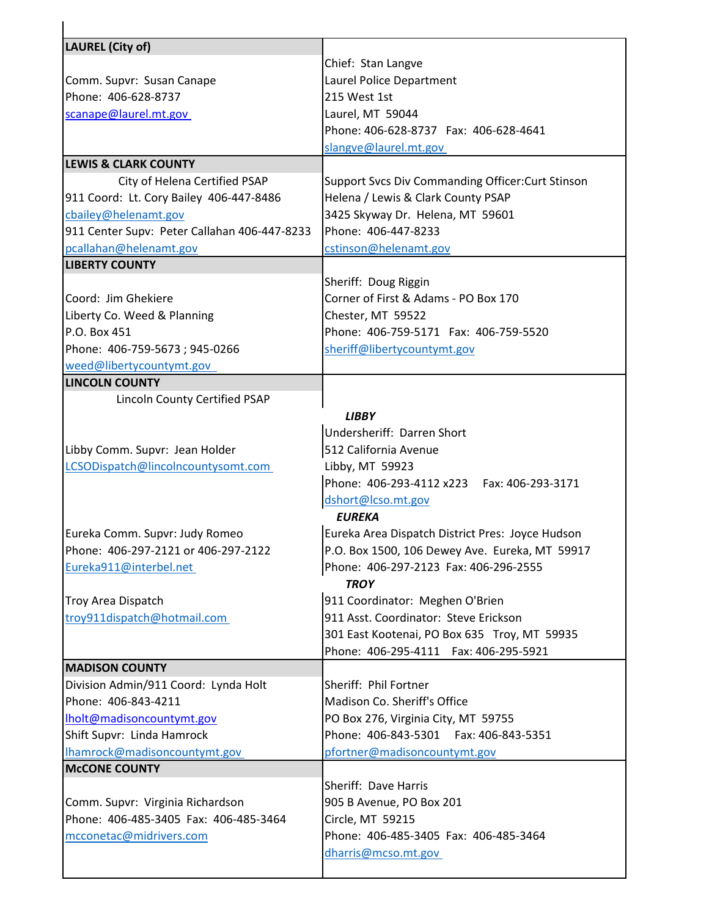| LAUREL (City of) | |
|---|---|
| Comm. Supvr: Susan Canape<br>Phone: 406-628-8737<br>scanape@laurel.mt.gov | Chief: Stan Langve<br>Laurel Police Department<br>215 West 1st<br>Laurel, MT 59044<br>Phone: 406-628-8737 Fax: 406-628-4641<br>slangve@laurel.mt.gov |
| **LEWIS & CLARK COUNTY** | |
| City of Helena Certified PSAP<br>911 Coord: Lt. Cory Bailey 406-447-8486<br>cbailey@helenamt.gov<br>911 Center Supv: Peter Callahan 406-447-8233<br>pcallahan@helenamt.gov | Support Svcs Div Commanding Officer:Curt Stinson<br>Helena / Lewis & Clark County PSAP<br>3425 Skyway Dr. Helena, MT 59601<br>Phone: 406-447-8233<br>cstinson@helenamt.gov |
| **LIBERTY COUNTY** | |
| Coord: Jim Ghekiere<br>Liberty Co. Weed & Planning<br>P.O. Box 451<br>Phone: 406-759-5673 ; 945-0266<br>weed@libertycountymt.gov | Sheriff: Doug Riggin<br>Corner of First & Adams - PO Box 170<br>Chester, MT 59522<br>Phone: 406-759-5171 Fax: 406-759-5520<br>sheriff@libertycountymt.gov |
| **LINCOLN COUNTY** | |
| Lincoln County Certified PSAP | |
| | ***LIBBY*** |
| Libby Comm. Supvr: Jean Holder<br>LCSODispatch@lincolncountysomt.com | Undersheriff: Darren Short<br>512 California Avenue<br>Libby, MT 59923<br>Phone: 406-293-4112 x223 Fax: 406-293-3171<br>dshort@lcso.mt.gov |
| | ***EUREKA*** |
| Eureka Comm. Supvr: Judy Romeo<br>Phone: 406-297-2121 or 406-297-2122<br>Eureka911@interbel.net | Eureka Area Dispatch District Pres: Joyce Hudson<br>P.O. Box 1500, 106 Dewey Ave. Eureka, MT 59917<br>Phone: 406-297-2123 Fax: 406-296-2555 |
| | ***TROY*** |
| Troy Area Dispatch<br>troy911dispatch@hotmail.com | 911 Coordinator: Meghen O'Brien<br>911 Asst. Coordinator: Steve Erickson<br>301 East Kootenai, PO Box 635 Troy, MT 59935<br>Phone: 406-295-4111 Fax: 406-295-5921 |
| **MADISON COUNTY** | |
| Division Admin/911 Coord: Lynda Holt<br>Phone: 406-843-4211<br>lholt@madisoncountymt.gov<br>Shift Supvr: Linda Hamrock<br>lhamrock@madisoncountymt.gov | Sheriff: Phil Fortner<br>Madison Co. Sheriff's Office<br>PO Box 276, Virginia City, MT 59755<br>Phone: 406-843-5301 Fax: 406-843-5351<br>pfortner@madisoncountymt.gov |
| **McCONE COUNTY** | |
| Comm. Supvr: Virginia Richardson<br>Phone: 406-485-3405 Fax: 406-485-3464<br>mcconetac@midrivers.com | Sheriff: Dave Harris<br>905 B Avenue, PO Box 201<br>Circle, MT 59215<br>Phone: 406-485-3405 Fax: 406-485-3464<br>dharris@mcso.mt.gov |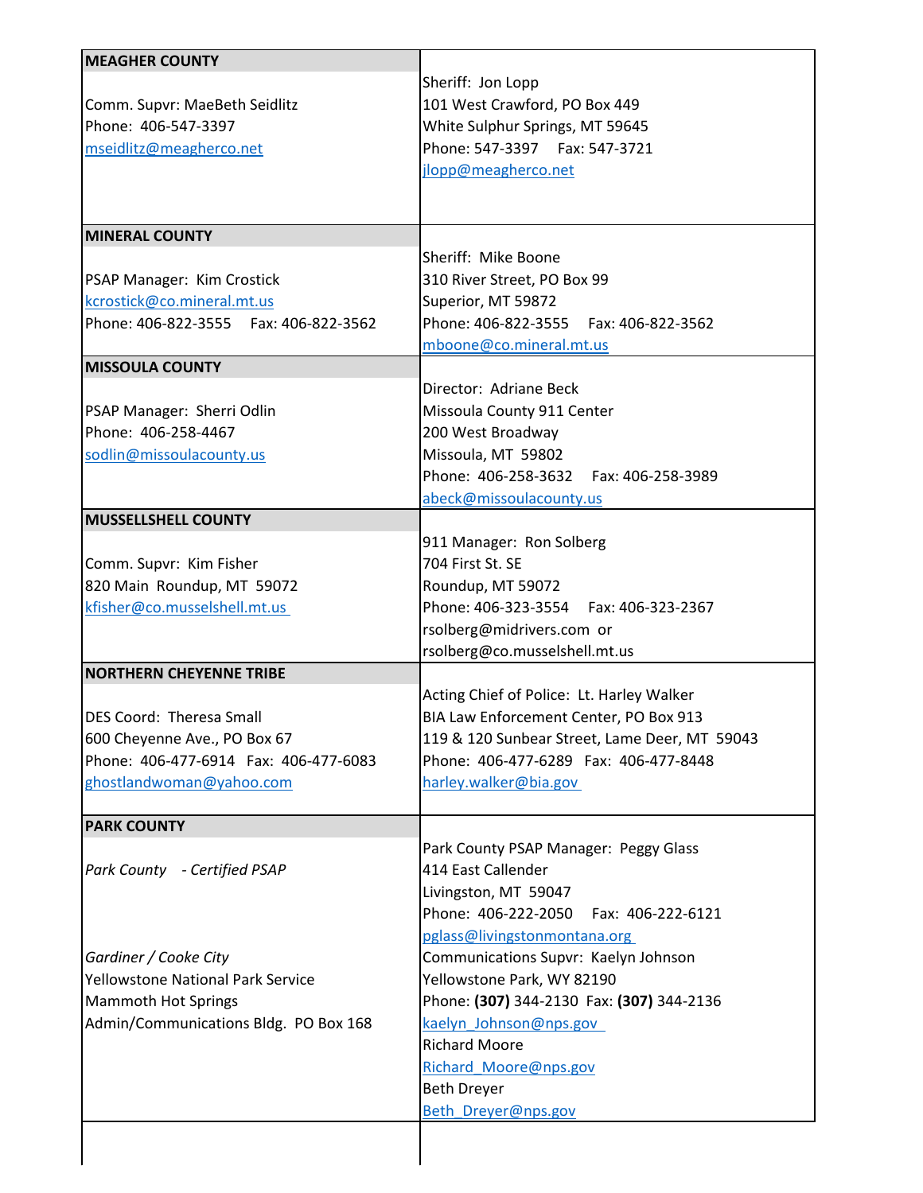| MEAGHER COUNTY | |
|---|---|
| Comm. Supvr: MaeBeth Seidlitz<br>Phone: 406-547-3397<br>mseidlitz@meagherco.net | Sheriff: Jon Lopp<br>101 West Crawford, PO Box 449<br>White Sulphur Springs, MT 59645<br>Phone: 547-3397 Fax: 547-3721<br>jlopp@meagherco.net |
| **MINERAL COUNTY** | |
| PSAP Manager: Kim Crostick<br>kcrostick@co.mineral.mt.us<br>Phone: 406-822-3555 Fax: 406-822-3562 | Sheriff: Mike Boone<br>310 River Street, PO Box 99<br>Superior, MT 59872<br>Phone: 406-822-3555 Fax: 406-822-3562<br>mboone@co.mineral.mt.us |
| **MISSOULA COUNTY** | |
| PSAP Manager: Sherri Odlin<br>Phone: 406-258-4467<br>sodlin@missoulacounty.us | Director: Adriane Beck<br>Missoula County 911 Center<br>200 West Broadway<br>Missoula, MT 59802<br>Phone: 406-258-3632 Fax: 406-258-3989<br>abeck@missoulacounty.us |
| **MUSSELLSHELL COUNTY** | |
| Comm. Supvr: Kim Fisher<br>820 Main Roundup, MT 59072<br>kfisher@co.musselshell.mt.us | 911 Manager: Ron Solberg<br>704 First St. SE<br>Roundup, MT 59072<br>Phone: 406-323-3554 Fax: 406-323-2367<br>rsolberg@midrivers.com or<br>rsolberg@co.musselshell.mt.us |
| **NORTHERN CHEYENNE TRIBE** | |
| DES Coord: Theresa Small<br>600 Cheyenne Ave., PO Box 67<br>Phone: 406-477-6914 Fax: 406-477-6083<br>ghostlandwoman@yahoo.com | Acting Chief of Police: Lt. Harley Walker<br>BIA Law Enforcement Center, PO Box 913<br>119 & 120 Sunbear Street, Lame Deer, MT 59043<br>Phone: 406-477-6289 Fax: 406-477-8448<br>harley.walker@bia.gov |
| **PARK COUNTY** | |
| *Park County - Certified PSAP* | Park County PSAP Manager: Peggy Glass<br>414 East Callender<br>Livingston, MT 59047<br>Phone: 406-222-2050 Fax: 406-222-6121<br>pglass@livingstonmontana.org |
| *Gardiner / Cooke City*<br>Yellowstone National Park Service<br>Mammoth Hot Springs<br>Admin/Communications Bldg. PO Box 168 | Communications Supvr: Kaelyn Johnson<br>Yellowstone Park, WY 82190<br>Phone: **(307)** 344-2130 Fax: **(307)** 344-2136<br>kaelyn_Johnson@nps.gov<br>Richard Moore<br>Richard_Moore@nps.gov<br>Beth Dreyer<br>Beth_Dreyer@nps.gov |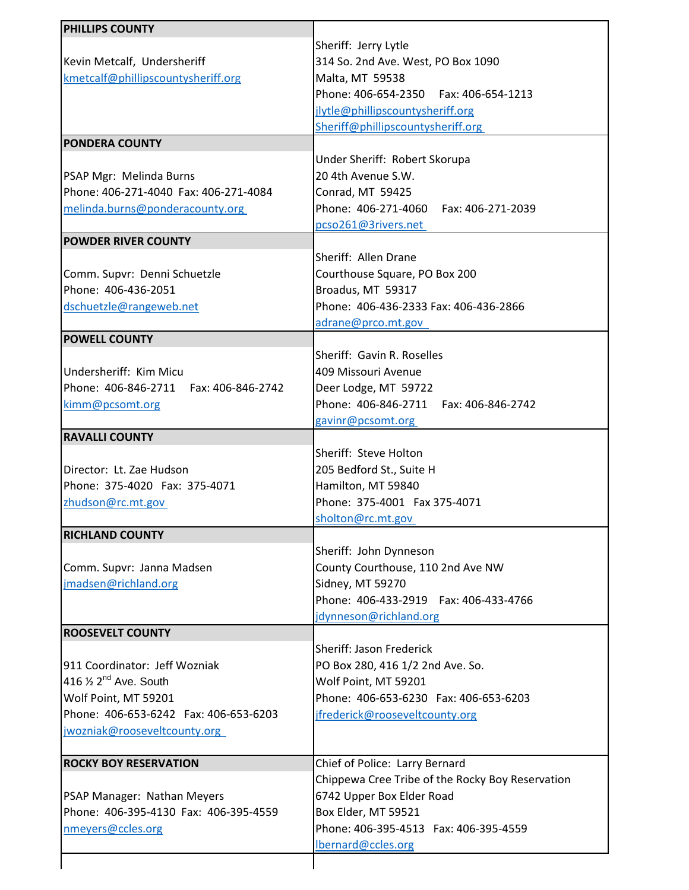| PHILLIPS COUNTY | |
|---|---|
| Kevin Metcalf, Undersheriff<br>kmetcalf@phillipscountysheriff.org | Sheriff: Jerry Lytle<br>314 So. 2nd Ave. West, PO Box 1090<br>Malta, MT 59538<br>Phone: 406-654-2350 Fax: 406-654-1213<br>jlytle@phillipscountysheriff.org<br>Sheriff@phillipscountysheriff.org |
| **PONDERA COUNTY** | |
| PSAP Mgr: Melinda Burns<br>Phone: 406-271-4040 Fax: 406-271-4084<br>melinda.burns@ponderacounty.org | Under Sheriff: Robert Skorupa<br>20 4th Avenue S.W.<br>Conrad, MT 59425<br>Phone: 406-271-4060 Fax: 406-271-2039<br>pcso261@3rivers.net |
| **POWDER RIVER COUNTY** | |
| Comm. Supvr: Denni Schuetzle<br>Phone: 406-436-2051<br>dschuetzle@rangeweb.net | Sheriff: Allen Drane<br>Courthouse Square, PO Box 200<br>Broadus, MT 59317<br>Phone: 406-436-2333 Fax: 406-436-2866<br>adrane@prco.mt.gov |
| **POWELL COUNTY** | |
| Undersheriff: Kim Micu<br>Phone: 406-846-2711 Fax: 406-846-2742<br>kimm@pcsomt.org | Sheriff: Gavin R. Roselles<br>409 Missouri Avenue<br>Deer Lodge, MT 59722<br>Phone: 406-846-2711 Fax: 406-846-2742<br>gavinr@pcsomt.org |
| **RAVALLI COUNTY** | |
| Director: Lt. Zae Hudson<br>Phone: 375-4020 Fax: 375-4071<br>zhudson@rc.mt.gov | Sheriff: Steve Holton<br>205 Bedford St., Suite H<br>Hamilton, MT 59840<br>Phone: 375-4001 Fax 375-4071<br>sholton@rc.mt.gov |
| **RICHLAND COUNTY** | |
| Comm. Supvr: Janna Madsen<br>jmadsen@richland.org | Sheriff: John Dynneson<br>County Courthouse, 110 2nd Ave NW<br>Sidney, MT 59270<br>Phone: 406-433-2919 Fax: 406-433-4766<br>jdynneson@richland.org |
| **ROOSEVELT COUNTY** | |
| 911 Coordinator: Jeff Wozniak<br>416 ½ 2nd Ave. South<br>Wolf Point, MT 59201<br>Phone: 406-653-6242 Fax: 406-653-6203<br>jwozniak@rooseveltcounty.org | Sheriff: Jason Frederick<br>PO Box 280, 416 1/2 2nd Ave. So.<br>Wolf Point, MT 59201<br>Phone: 406-653-6230 Fax: 406-653-6203<br>jfrederick@rooseveltcounty.org |
| **ROCKY BOY RESERVATION**<br>PSAP Manager: Nathan Meyers<br>Phone: 406-395-4130 Fax: 406-395-4559<br>nmeyers@ccles.org | Chief of Police: Larry Bernard<br>Chippewa Cree Tribe of the Rocky Boy Reservation<br>6742 Upper Box Elder Road<br>Box Elder, MT 59521<br>Phone: 406-395-4513 Fax: 406-395-4559<br>lbernard@ccles.org |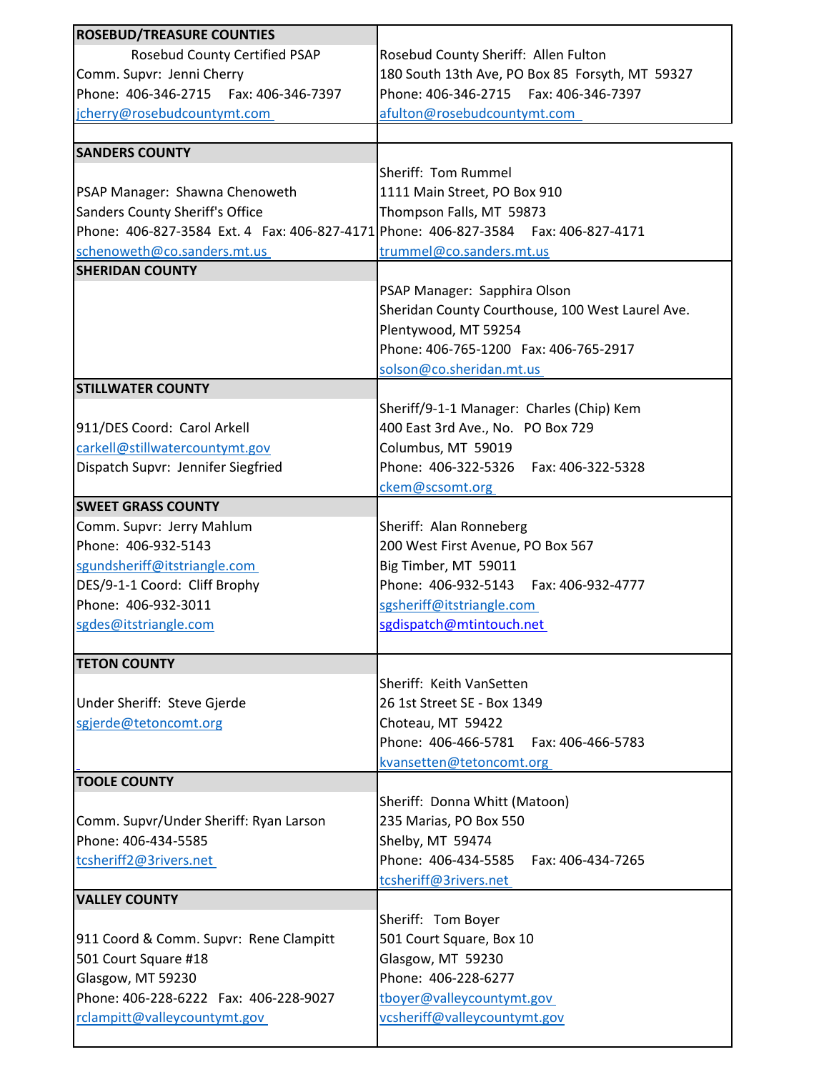| ROSEBUD/TREASURE COUNTIES | |
|---|---|
| Rosebud County Certified PSAP<br>Comm. Supvr: Jenni Cherry<br>Phone: 406-346-2715 Fax: 406-346-7397<br>jcherry@rosebudcountymt.com | Rosebud County Sheriff: Allen Fulton<br>180 South 13th Ave, PO Box 85 Forsyth, MT 59327<br>Phone: 406-346-2715 Fax: 406-346-7397<br>afulton@rosebudcountymt.com |
| **SANDERS COUNTY** | |
| PSAP Manager: Shawna Chenoweth<br>Sanders County Sheriff's Office<br>Phone: 406-827-3584 Ext. 4 Fax: 406-827-4171<br>schenoweth@co.sanders.mt.us | Sheriff: Tom Rummel<br>1111 Main Street, PO Box 910<br>Thompson Falls, MT 59873<br>Phone: 406-827-3584 Fax: 406-827-4171<br>trummel@co.sanders.mt.us |
| **SHERIDAN COUNTY** | |
| | PSAP Manager: Sapphira Olson<br>Sheridan County Courthouse, 100 West Laurel Ave.<br>Plentywood, MT 59254<br>Phone: 406-765-1200 Fax: 406-765-2917<br>solson@co.sheridan.mt.us |
| **STILLWATER COUNTY** | |
| 911/DES Coord: Carol Arkell<br>carkell@stillwatercountymt.gov<br>Dispatch Supvr: Jennifer Siegfried | Sheriff/9-1-1 Manager: Charles (Chip) Kem<br>400 East 3rd Ave., No. PO Box 729<br>Columbus, MT 59019<br>Phone: 406-322-5326 Fax: 406-322-5328<br>ckem@scsomt.org |
| **SWEET GRASS COUNTY** | |
| Comm. Supvr: Jerry Mahlum<br>Phone: 406-932-5143<br>sgundsheriff@itstriangle.com<br>DES/9-1-1 Coord: Cliff Brophy<br>Phone: 406-932-3011<br>sgdes@itstriangle.com | Sheriff: Alan Ronneberg<br>200 West First Avenue, PO Box 567<br>Big Timber, MT 59011<br>Phone: 406-932-5143 Fax: 406-932-4777<br>sgsheriff@itstriangle.com<br>sgdispatch@mtintouch.net |
| **TETON COUNTY** | |
| Under Sheriff: Steve Gjerde<br>sgjerde@tetoncomt.org | Sheriff: Keith VanSetten<br>26 1st Street SE - Box 1349<br>Choteau, MT 59422<br>Phone: 406-466-5781 Fax: 406-466-5783<br>kvansetten@tetoncomt.org |
| **TOOLE COUNTY** | |
| Comm. Supvr/Under Sheriff: Ryan Larson<br>Phone: 406-434-5585<br>tcsheriff2@3rivers.net | Sheriff: Donna Whitt (Matoon)<br>235 Marias, PO Box 550<br>Shelby, MT 59474<br>Phone: 406-434-5585 Fax: 406-434-7265<br>tcsheriff@3rivers.net |
| **VALLEY COUNTY** | |
| 911 Coord & Comm. Supvr: Rene Clampitt<br>501 Court Square #18<br>Glasgow, MT 59230<br>Phone: 406-228-6222 Fax: 406-228-9027<br>rclampitt@valleycountymt.gov | Sheriff: Tom Boyer<br>501 Court Square, Box 10<br>Glasgow, MT 59230<br>Phone: 406-228-6277<br>tboyer@valleycountymt.gov<br>vcsheriff@valleycountymt.gov |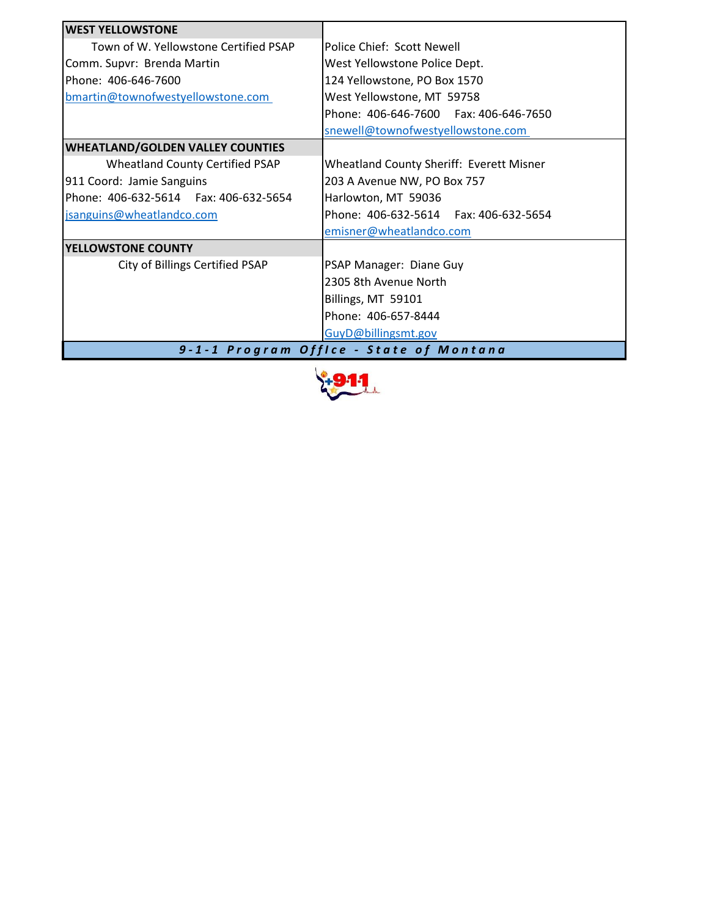| | |
|---|---|
| **WEST YELLOWSTONE** | |
| Town of W. Yellowstone Certified PSAP | Police Chief: Scott Newell |
| Comm. Supvr: Brenda Martin | West Yellowstone Police Dept. |
| Phone: 406-646-7600 | 124 Yellowstone, PO Box 1570 |
| bmartin@townofwestyellowstone.com | West Yellowstone, MT 59758 |
| | Phone: 406-646-7600 Fax: 406-646-7650 |
| | snewell@townofwestyellowstone.com |
| **WHEATLAND/GOLDEN VALLEY COUNTIES** | |
| Wheatland County Certified PSAP | Wheatland County Sheriff: Everett Misner |
| 911 Coord: Jamie Sanguins | 203 A Avenue NW, PO Box 757 |
| Phone: 406-632-5614 Fax: 406-632-5654 | Harlowton, MT 59036 |
| jsanguins@wheatlandco.com | Phone: 406-632-5614 Fax: 406-632-5654 |
| | emisner@wheatlandco.com |
| **YELLOWSTONE COUNTY** | |
| City of Billings Certified PSAP | PSAP Manager: Diane Guy |
| | 2305 8th Avenue North |
| | Billings, MT 59101 |
| | Phone: 406-657-8444 |
| | GuyD@billingsmt.gov |

***9-1-1 Program Office - State of Montana***